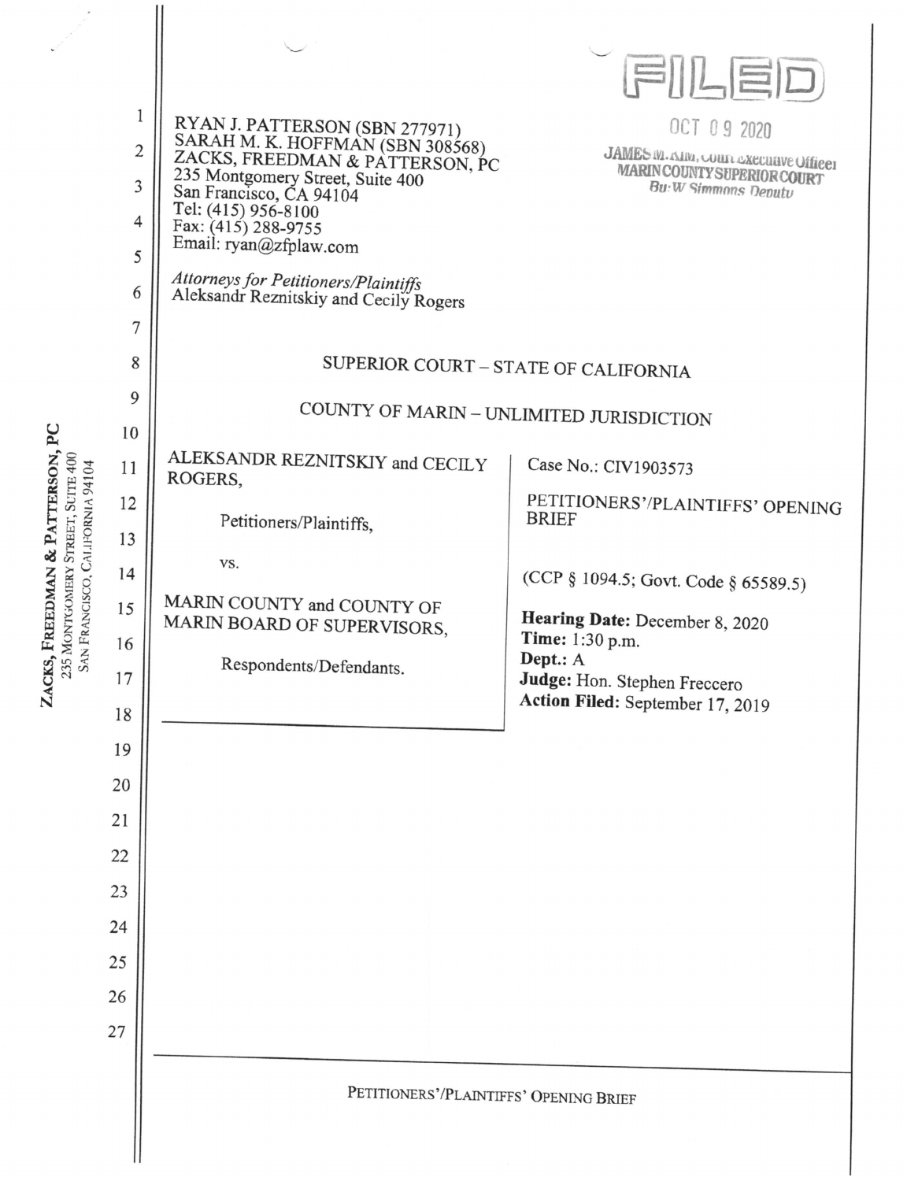RYAN J. PATTERSON (SBN 277971)
SARAH M. K. HOFFMAN (SBN 308568)
ZACKS, FREEDMAN & PATTERSON, PC
235 Montgomery Street, Suite 400
San Francisco, CA 94104
Tel: (415) 956-8100
Fax: (415) 288-9755
Email: ryan@zfplaw.com

*Attorneys for Petitioners/Plaintiffs*
Aleksandr Reznitskiy and Cecily Rogers

FILED
OCT 09 2020
JAMES M. KIM, Court Executive Officer
MARIN COUNTY SUPERIOR COURT
By: W Simmons Deputy

SUPERIOR COURT – STATE OF CALIFORNIA

COUNTY OF MARIN – UNLIMITED JURISDICTION

ALEKSANDR REZNITSKIY and CECILY ROGERS,

Petitioners/Plaintiffs,

vs.

MARIN COUNTY and COUNTY OF MARIN BOARD OF SUPERVISORS,

Respondents/Defendants.

Case No.: CIV1903573

PETITIONERS'/PLAINTIFFS' OPENING BRIEF

(CCP § 1094.5; Govt. Code § 65589.5)

**Hearing Date:** December 8, 2020
**Time:** 1:30 p.m.
**Dept.:** A
**Judge:** Hon. Stephen Freccero
**Action Filed:** September 17, 2019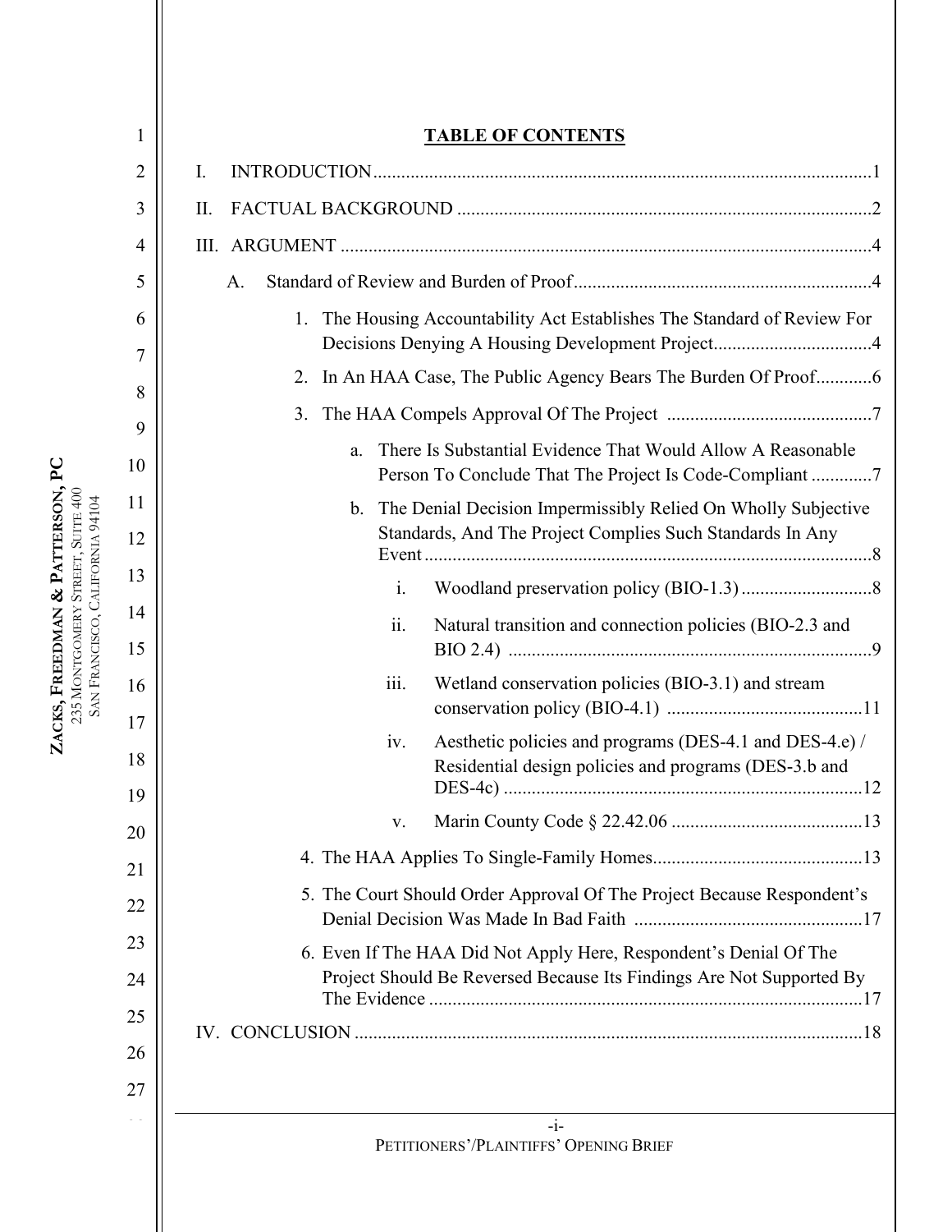**TABLE OF CONTENTS**

I. INTRODUCTION ........................................................................................................... 1

II. FACTUAL BACKGROUND .......................................................................................... 2

III. ARGUMENT ............................................................................................................... 4

A. Standard of Review and Burden of Proof ...................................................................... 4

1. The Housing Accountability Act Establishes The Standard of Review For Decisions Denying A Housing Development Project .................................. 4

2. In An HAA Case, The Public Agency Bears The Burden Of Proof ............ 6

3. The HAA Compels Approval Of The Project ............................................ 7

a. There Is Substantial Evidence That Would Allow A Reasonable Person To Conclude That The Project Is Code-Compliant ............. 7

b. The Denial Decision Impermissibly Relied On Wholly Subjective Standards, And The Project Complies Such Standards In Any Event ................................................................................................ 8

i. Woodland preservation policy (BIO-1.3) ............................ 8

ii. Natural transition and connection policies (BIO-2.3 and BIO 2.4) .............................................................................. 9

iii. Wetland conservation policies (BIO-3.1) and stream conservation policy (BIO-4.1) ........................................... 11

iv. Aesthetic policies and programs (DES-4.1 and DES-4.e) / Residential design policies and programs (DES-3.b and DES-4c) ............................................................................. 12

v. Marin County Code § 22.42.06 ......................................... 13

4. The HAA Applies To Single-Family Homes ............................................. 13

5. The Court Should Order Approval Of The Project Because Respondent's Denial Decision Was Made In Bad Faith ................................................. 17

6. Even If The HAA Did Not Apply Here, Respondent's Denial Of The Project Should Be Reversed Because Its Findings Are Not Supported By The Evidence ............................................................................................. 17

IV. CONCLUSION ............................................................................................................ 18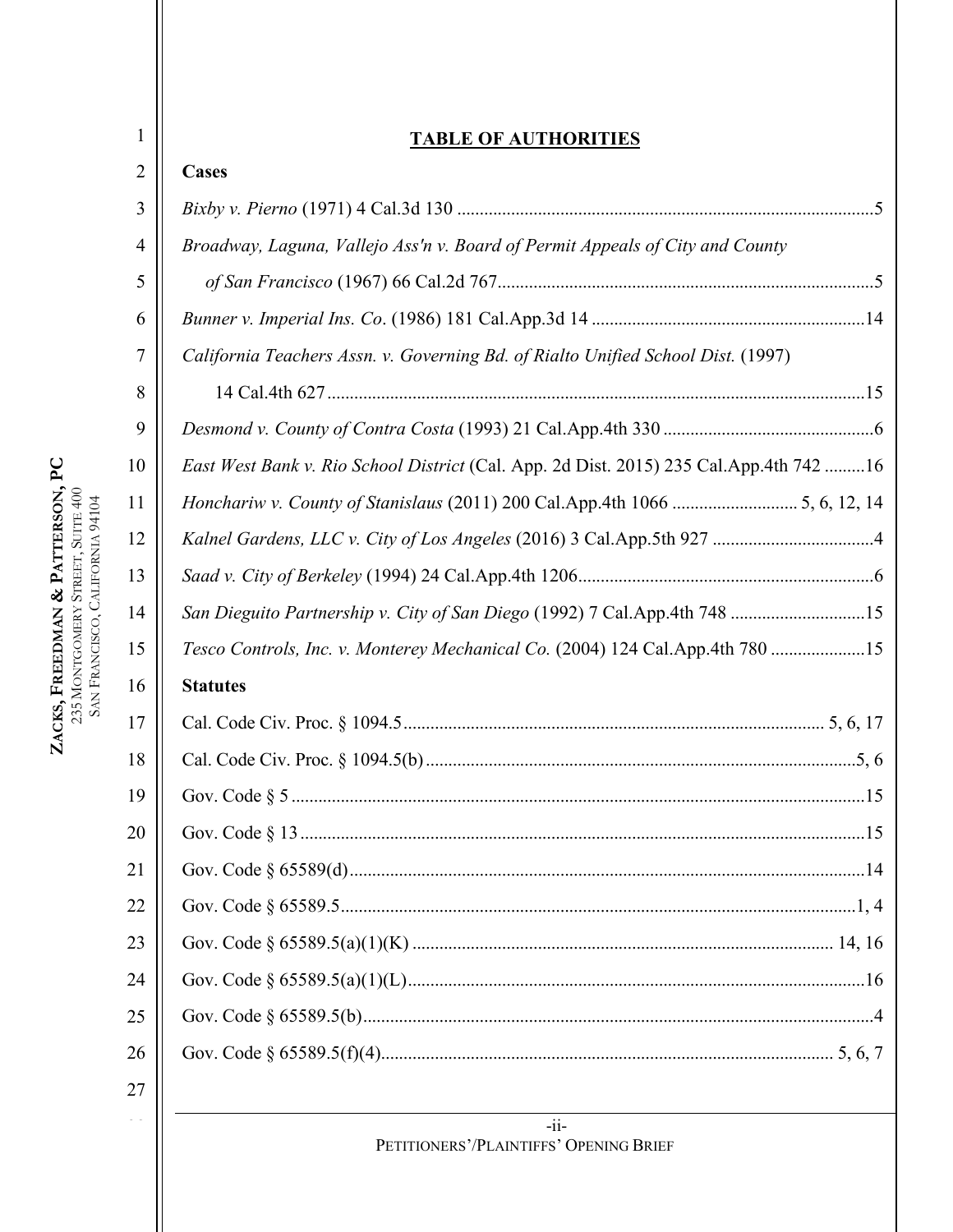# TABLE OF AUTHORITIES

**Cases**

*Bixby v. Pierno* (1971) 4 Cal.3d 130 ............................................................................................5

*Broadway, Laguna, Vallejo Ass'n v. Board of Permit Appeals of City and County of San Francisco* (1967) 66 Cal.2d 767...................................................................................5

*Bunner v. Imperial Ins. Co*. (1986) 181 Cal.App.3d 14 ............................................................14

*California Teachers Assn. v. Governing Bd. of Rialto Unified School Dist.* (1997) 14 Cal.4th 627.......................................................................................................................15

*Desmond v. County of Contra Costa* (1993) 21 Cal.App.4th 330 ...............................................6

*East West Bank v. Rio School District* (Cal. App. 2d Dist. 2015) 235 Cal.App.4th 742 .........16

*Honchariw v. County of Stanislaus* (2011) 200 Cal.App.4th 1066 ........................... 5, 6, 12, 14

*Kalnel Gardens, LLC v. City of Los Angeles* (2016) 3 Cal.App.5th 927 ....................................4

*Saad v. City of Berkeley* (1994) 24 Cal.App.4th 1206.................................................................6

*San Dieguito Partnership v. City of San Diego* (1992) 7 Cal.App.4th 748 ..............................15

*Tesco Controls, Inc. v. Monterey Mechanical Co.* (2004) 124 Cal.App.4th 780 .....................15

**Statutes**

Cal. Code Civ. Proc. § 1094.5............................................................................................ 5, 6, 17

Cal. Code Civ. Proc. § 1094.5(b) ...............................................................................................5, 6

Gov. Code § 5 ...............................................................................................................................15

Gov. Code § 13 .............................................................................................................................15

Gov. Code § 65589(d)..................................................................................................................14

Gov. Code § 65589.5..................................................................................................................1, 4

Gov. Code § 65589.5(a)(1)(K) ............................................................................................. 14, 16

Gov. Code § 65589.5(a)(1)(L).....................................................................................................16

Gov. Code § 65589.5(b)..................................................................................................................4

Gov. Code § 65589.5(f)(4).................................................................................................... 5, 6, 7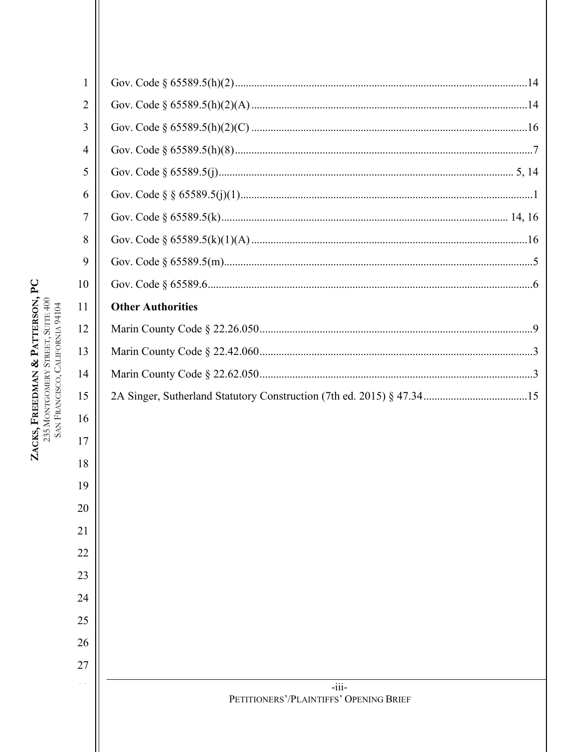Gov. Code § 65589.5(h)(2) ..........................................................................................................14

Gov. Code § 65589.5(h)(2)(A) .....................................................................................................14

Gov. Code § 65589.5(h)(2)(C) .....................................................................................................16

Gov. Code § 65589.5(h)(8) ............................................................................................................7

Gov. Code § 65589.5(j)........................................................................................................... 5, 14

Gov. Code § § 65589.5(j)(1)...........................................................................................................1

Gov. Code § 65589.5(k)........................................................................................................ 14, 16

Gov. Code § 65589.5(k)(1)(A) .....................................................................................................16

Gov. Code § 65589.5(m).................................................................................................................5

Gov. Code § 65589.6.......................................................................................................................6

**Other Authorities**

Marin County Code § 22.26.050....................................................................................................9

Marin County Code § 22.42.060....................................................................................................3

Marin County Code § 22.62.050....................................................................................................3

2A Singer, Sutherland Statutory Construction (7th ed. 2015) § 47.34.......................................15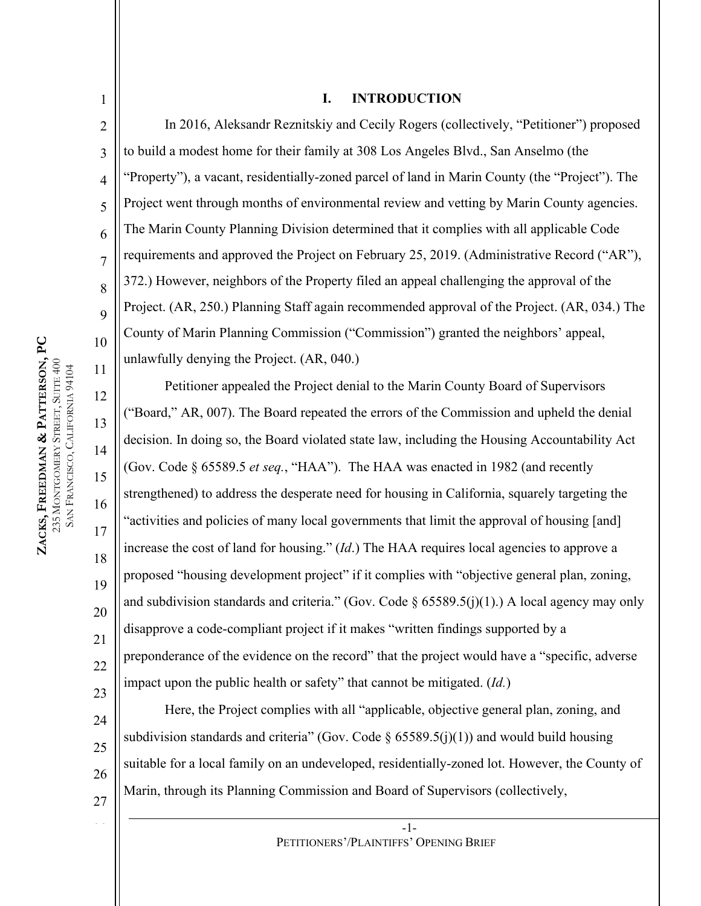## I. INTRODUCTION

In 2016, Aleksandr Reznitskiy and Cecily Rogers (collectively, "Petitioner") proposed to build a modest home for their family at 308 Los Angeles Blvd., San Anselmo (the "Property"), a vacant, residentially-zoned parcel of land in Marin County (the "Project"). The Project went through months of environmental review and vetting by Marin County agencies. The Marin County Planning Division determined that it complies with all applicable Code requirements and approved the Project on February 25, 2019. (Administrative Record ("AR"), 372.) However, neighbors of the Property filed an appeal challenging the approval of the Project. (AR, 250.) Planning Staff again recommended approval of the Project. (AR, 034.) The County of Marin Planning Commission ("Commission") granted the neighbors' appeal, unlawfully denying the Project. (AR, 040.)

Petitioner appealed the Project denial to the Marin County Board of Supervisors ("Board," AR, 007). The Board repeated the errors of the Commission and upheld the denial decision. In doing so, the Board violated state law, including the Housing Accountability Act (Gov. Code § 65589.5 *et seq.*, "HAA"). The HAA was enacted in 1982 (and recently strengthened) to address the desperate need for housing in California, squarely targeting the "activities and policies of many local governments that limit the approval of housing [and] increase the cost of land for housing." (*Id*.) The HAA requires local agencies to approve a proposed "housing development project" if it complies with "objective general plan, zoning, and subdivision standards and criteria." (Gov. Code § 65589.5(j)(1).) A local agency may only disapprove a code-compliant project if it makes "written findings supported by a preponderance of the evidence on the record" that the project would have a "specific, adverse impact upon the public health or safety" that cannot be mitigated. (*Id.*)

Here, the Project complies with all "applicable, objective general plan, zoning, and subdivision standards and criteria" (Gov. Code § 65589.5(j)(1)) and would build housing suitable for a local family on an undeveloped, residentially-zoned lot. However, the County of Marin, through its Planning Commission and Board of Supervisors (collectively,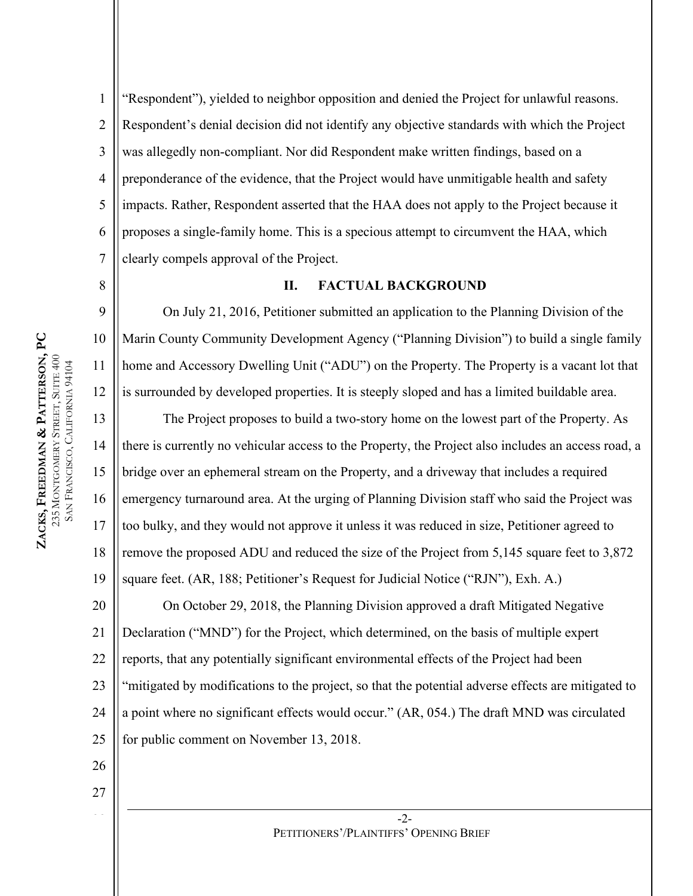"Respondent"), yielded to neighbor opposition and denied the Project for unlawful reasons. Respondent's denial decision did not identify any objective standards with which the Project was allegedly non-compliant. Nor did Respondent make written findings, based on a preponderance of the evidence, that the Project would have unmitigable health and safety impacts. Rather, Respondent asserted that the HAA does not apply to the Project because it proposes a single-family home. This is a specious attempt to circumvent the HAA, which clearly compels approval of the Project.

## II. FACTUAL BACKGROUND

On July 21, 2016, Petitioner submitted an application to the Planning Division of the Marin County Community Development Agency ("Planning Division") to build a single family home and Accessory Dwelling Unit ("ADU") on the Property. The Property is a vacant lot that is surrounded by developed properties. It is steeply sloped and has a limited buildable area.

The Project proposes to build a two-story home on the lowest part of the Property. As there is currently no vehicular access to the Property, the Project also includes an access road, a bridge over an ephemeral stream on the Property, and a driveway that includes a required emergency turnaround area. At the urging of Planning Division staff who said the Project was too bulky, and they would not approve it unless it was reduced in size, Petitioner agreed to remove the proposed ADU and reduced the size of the Project from 5,145 square feet to 3,872 square feet. (AR, 188; Petitioner's Request for Judicial Notice ("RJN"), Exh. A.)

On October 29, 2018, the Planning Division approved a draft Mitigated Negative Declaration ("MND") for the Project, which determined, on the basis of multiple expert reports, that any potentially significant environmental effects of the Project had been "mitigated by modifications to the project, so that the potential adverse effects are mitigated to a point where no significant effects would occur." (AR, 054.) The draft MND was circulated for public comment on November 13, 2018.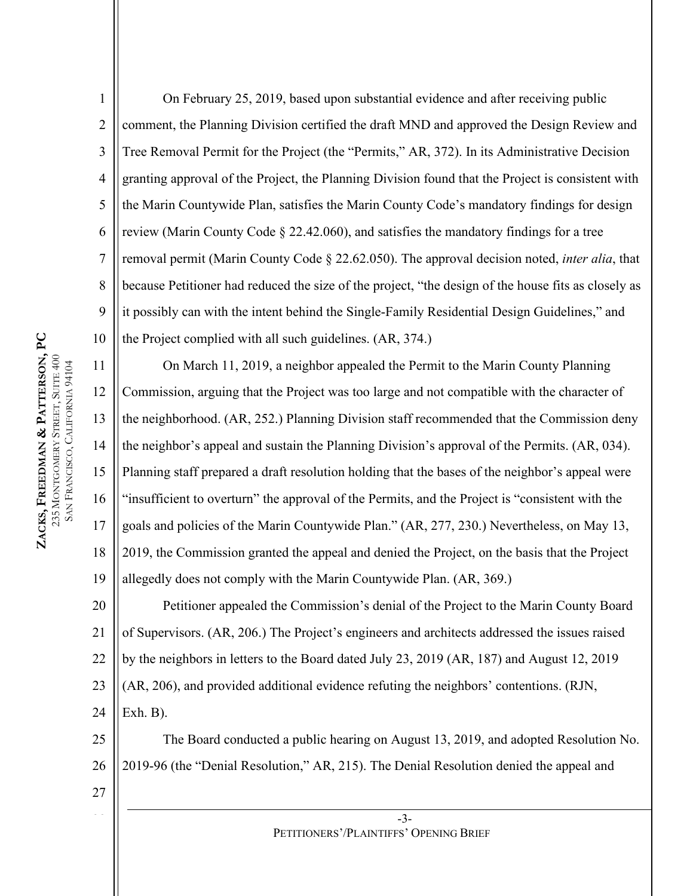On February 25, 2019, based upon substantial evidence and after receiving public comment, the Planning Division certified the draft MND and approved the Design Review and Tree Removal Permit for the Project (the "Permits," AR, 372). In its Administrative Decision granting approval of the Project, the Planning Division found that the Project is consistent with the Marin Countywide Plan, satisfies the Marin County Code's mandatory findings for design review (Marin County Code § 22.42.060), and satisfies the mandatory findings for a tree removal permit (Marin County Code § 22.62.050). The approval decision noted, *inter alia*, that because Petitioner had reduced the size of the project, "the design of the house fits as closely as it possibly can with the intent behind the Single-Family Residential Design Guidelines," and the Project complied with all such guidelines. (AR, 374.)

On March 11, 2019, a neighbor appealed the Permit to the Marin County Planning Commission, arguing that the Project was too large and not compatible with the character of the neighborhood. (AR, 252.) Planning Division staff recommended that the Commission deny the neighbor's appeal and sustain the Planning Division's approval of the Permits. (AR, 034). Planning staff prepared a draft resolution holding that the bases of the neighbor's appeal were "insufficient to overturn" the approval of the Permits, and the Project is "consistent with the goals and policies of the Marin Countywide Plan." (AR, 277, 230.) Nevertheless, on May 13, 2019, the Commission granted the appeal and denied the Project, on the basis that the Project allegedly does not comply with the Marin Countywide Plan. (AR, 369.)

Petitioner appealed the Commission's denial of the Project to the Marin County Board of Supervisors. (AR, 206.) The Project's engineers and architects addressed the issues raised by the neighbors in letters to the Board dated July 23, 2019 (AR, 187) and August 12, 2019 (AR, 206), and provided additional evidence refuting the neighbors' contentions. (RJN, Exh. B).

The Board conducted a public hearing on August 13, 2019, and adopted Resolution No. 2019-96 (the "Denial Resolution," AR, 215). The Denial Resolution denied the appeal and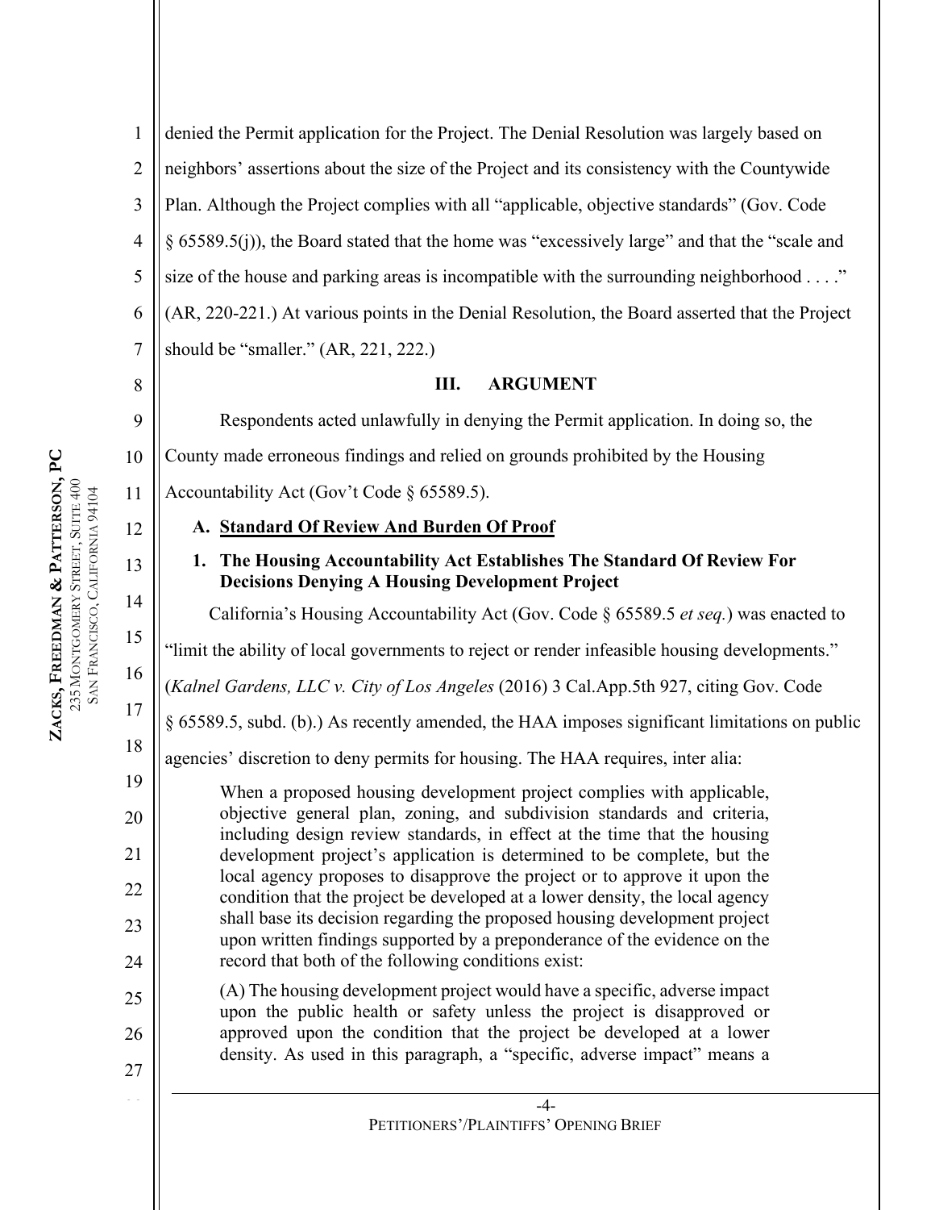denied the Permit application for the Project. The Denial Resolution was largely based on neighbors' assertions about the size of the Project and its consistency with the Countywide Plan. Although the Project complies with all "applicable, objective standards" (Gov. Code § 65589.5(j)), the Board stated that the home was "excessively large" and that the "scale and size of the house and parking areas is incompatible with the surrounding neighborhood . . . ." (AR, 220-221.) At various points in the Denial Resolution, the Board asserted that the Project should be "smaller." (AR, 221, 222.)

## III. ARGUMENT

Respondents acted unlawfully in denying the Permit application. In doing so, the County made erroneous findings and relied on grounds prohibited by the Housing Accountability Act (Gov't Code § 65589.5).

### A. Standard Of Review And Burden Of Proof

#### 1. The Housing Accountability Act Establishes The Standard Of Review For Decisions Denying A Housing Development Project

California's Housing Accountability Act (Gov. Code § 65589.5 *et seq.*) was enacted to "limit the ability of local governments to reject or render infeasible housing developments." (*Kalnel Gardens, LLC v. City of Los Angeles* (2016) 3 Cal.App.5th 927, citing Gov. Code § 65589.5, subd. (b).) As recently amended, the HAA imposes significant limitations on public agencies' discretion to deny permits for housing. The HAA requires, inter alia:

> When a proposed housing development project complies with applicable, objective general plan, zoning, and subdivision standards and criteria, including design review standards, in effect at the time that the housing development project's application is determined to be complete, but the local agency proposes to disapprove the project or to approve it upon the condition that the project be developed at a lower density, the local agency shall base its decision regarding the proposed housing development project upon written findings supported by a preponderance of the evidence on the record that both of the following conditions exist:
>
> (A) The housing development project would have a specific, adverse impact upon the public health or safety unless the project is disapproved or approved upon the condition that the project be developed at a lower density. As used in this paragraph, a "specific, adverse impact" means a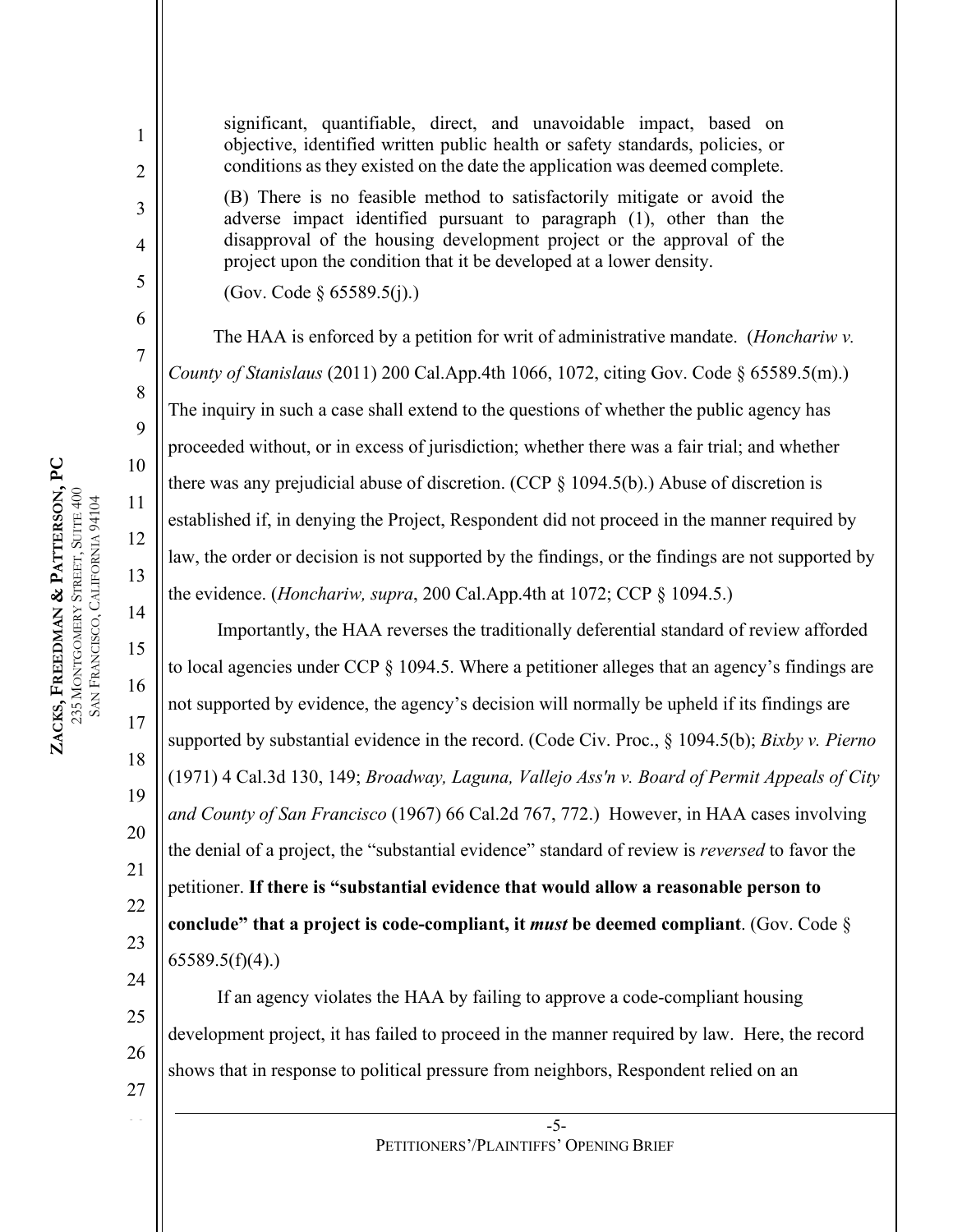> significant, quantifiable, direct, and unavoidable impact, based on objective, identified written public health or safety standards, policies, or conditions as they existed on the date the application was deemed complete.
>
> (B) There is no feasible method to satisfactorily mitigate or avoid the adverse impact identified pursuant to paragraph (1), other than the disapproval of the housing development project or the approval of the project upon the condition that it be developed at a lower density.
>
> (Gov. Code § 65589.5(j).)

The HAA is enforced by a petition for writ of administrative mandate. (*Honchariw v. County of Stanislaus* (2011) 200 Cal.App.4th 1066, 1072, citing Gov. Code § 65589.5(m).) The inquiry in such a case shall extend to the questions of whether the public agency has proceeded without, or in excess of jurisdiction; whether there was a fair trial; and whether there was any prejudicial abuse of discretion. (CCP § 1094.5(b).) Abuse of discretion is established if, in denying the Project, Respondent did not proceed in the manner required by law, the order or decision is not supported by the findings, or the findings are not supported by the evidence. (*Honchariw, supra*, 200 Cal.App.4th at 1072; CCP § 1094.5.)

Importantly, the HAA reverses the traditionally deferential standard of review afforded to local agencies under CCP § 1094.5. Where a petitioner alleges that an agency's findings are not supported by evidence, the agency's decision will normally be upheld if its findings are supported by substantial evidence in the record. (Code Civ. Proc., § 1094.5(b); *Bixby v. Pierno* (1971) 4 Cal.3d 130, 149; *Broadway, Laguna, Vallejo Ass'n v. Board of Permit Appeals of City and County of San Francisco* (1967) 66 Cal.2d 767, 772.) However, in HAA cases involving the denial of a project, the "substantial evidence" standard of review is *reversed* to favor the petitioner. **If there is "substantial evidence that would allow a reasonable person to conclude" that a project is code-compliant, it *must* be deemed compliant**. (Gov. Code § 65589.5(f)(4).)

If an agency violates the HAA by failing to approve a code-compliant housing development project, it has failed to proceed in the manner required by law. Here, the record shows that in response to political pressure from neighbors, Respondent relied on an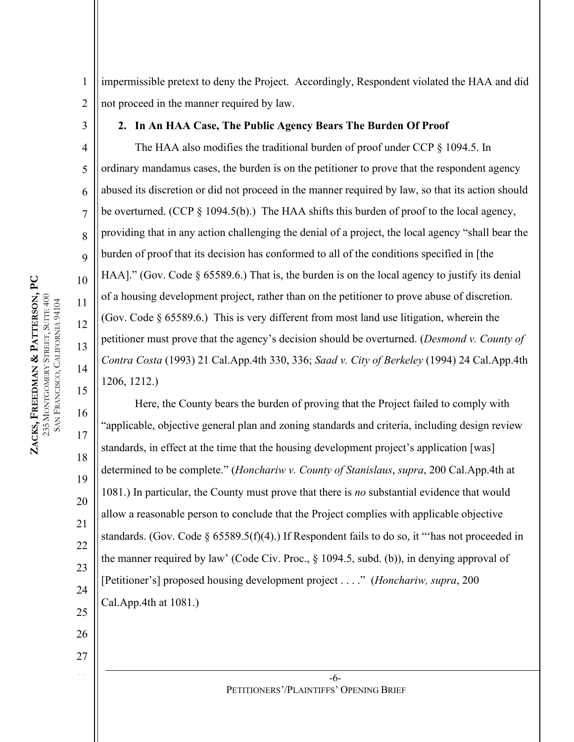impermissible pretext to deny the Project. Accordingly, Respondent violated the HAA and did not proceed in the manner required by law.

**2. In An HAA Case, The Public Agency Bears The Burden Of Proof**

The HAA also modifies the traditional burden of proof under CCP § 1094.5. In ordinary mandamus cases, the burden is on the petitioner to prove that the respondent agency abused its discretion or did not proceed in the manner required by law, so that its action should be overturned. (CCP § 1094.5(b).) The HAA shifts this burden of proof to the local agency, providing that in any action challenging the denial of a project, the local agency "shall bear the burden of proof that its decision has conformed to all of the conditions specified in [the HAA]." (Gov. Code § 65589.6.) That is, the burden is on the local agency to justify its denial of a housing development project, rather than on the petitioner to prove abuse of discretion. (Gov. Code § 65589.6.) This is very different from most land use litigation, wherein the petitioner must prove that the agency's decision should be overturned. (*Desmond v. County of Contra Costa* (1993) 21 Cal.App.4th 330, 336; *Saad v. City of Berkeley* (1994) 24 Cal.App.4th 1206, 1212.)

Here, the County bears the burden of proving that the Project failed to comply with "applicable, objective general plan and zoning standards and criteria, including design review standards, in effect at the time that the housing development project's application [was] determined to be complete." (*Honchariw v. County of Stanislaus*, *supra*, 200 Cal.App.4th at 1081.) In particular, the County must prove that there is *no* substantial evidence that would allow a reasonable person to conclude that the Project complies with applicable objective standards. (Gov. Code § 65589.5(f)(4).) If Respondent fails to do so, it "'has not proceeded in the manner required by law' (Code Civ. Proc., § 1094.5, subd. (b)), in denying approval of [Petitioner's] proposed housing development project . . . ." (*Honchariw, supra*, 200 Cal.App.4th at 1081.)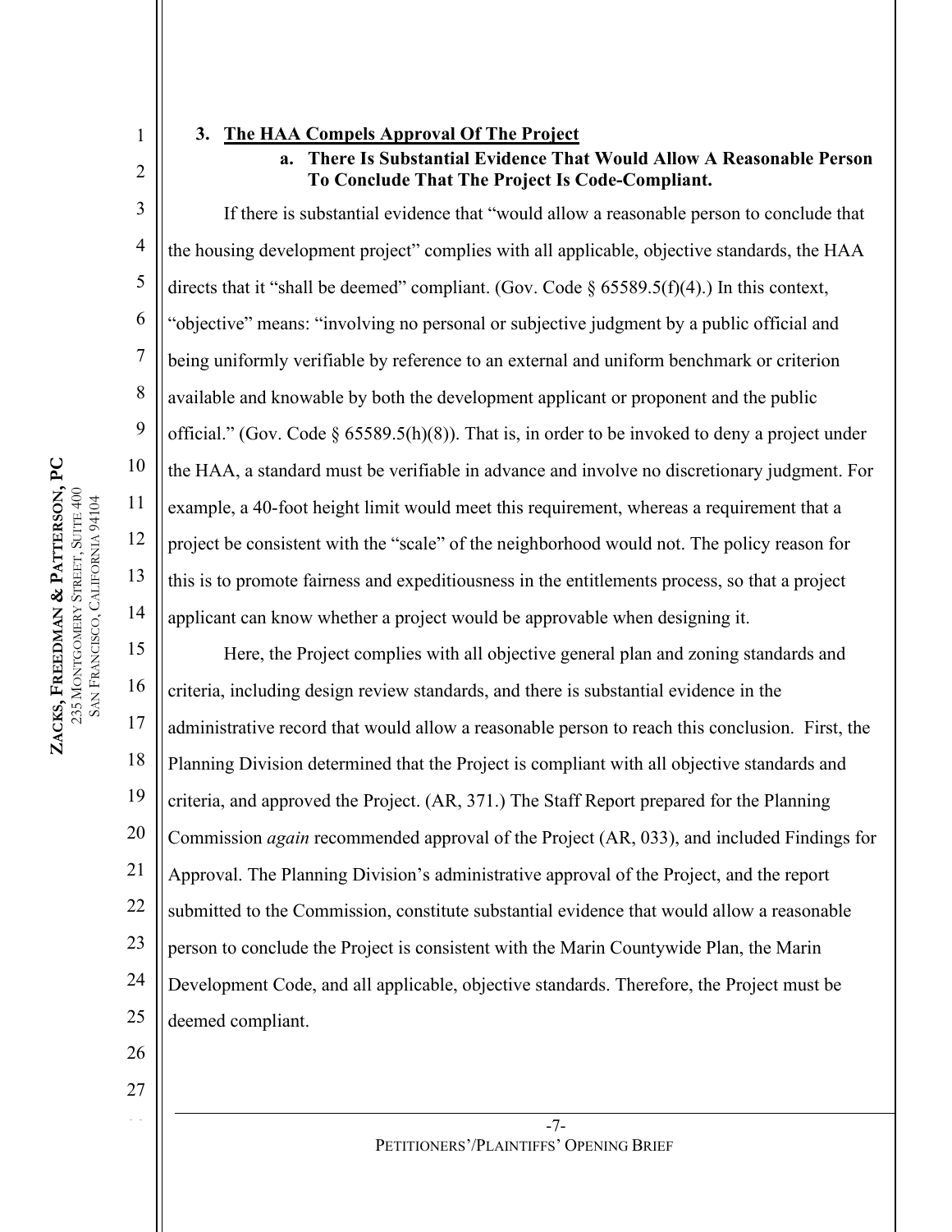### 3. <u>The HAA Compels Approval Of The Project</u>

#### a. There Is Substantial Evidence That Would Allow A Reasonable Person To Conclude That The Project Is Code-Compliant.

If there is substantial evidence that "would allow a reasonable person to conclude that the housing development project" complies with all applicable, objective standards, the HAA directs that it "shall be deemed" compliant. (Gov. Code § 65589.5(f)(4).) In this context, "objective" means: "involving no personal or subjective judgment by a public official and being uniformly verifiable by reference to an external and uniform benchmark or criterion available and knowable by both the development applicant or proponent and the public official." (Gov. Code § 65589.5(h)(8)). That is, in order to be invoked to deny a project under the HAA, a standard must be verifiable in advance and involve no discretionary judgment. For example, a 40-foot height limit would meet this requirement, whereas a requirement that a project be consistent with the "scale" of the neighborhood would not. The policy reason for this is to promote fairness and expeditiousness in the entitlements process, so that a project applicant can know whether a project would be approvable when designing it.

Here, the Project complies with all objective general plan and zoning standards and criteria, including design review standards, and there is substantial evidence in the administrative record that would allow a reasonable person to reach this conclusion. First, the Planning Division determined that the Project is compliant with all objective standards and criteria, and approved the Project. (AR, 371.) The Staff Report prepared for the Planning Commission *again* recommended approval of the Project (AR, 033), and included Findings for Approval. The Planning Division's administrative approval of the Project, and the report submitted to the Commission, constitute substantial evidence that would allow a reasonable person to conclude the Project is consistent with the Marin Countywide Plan, the Marin Development Code, and all applicable, objective standards. Therefore, the Project must be deemed compliant.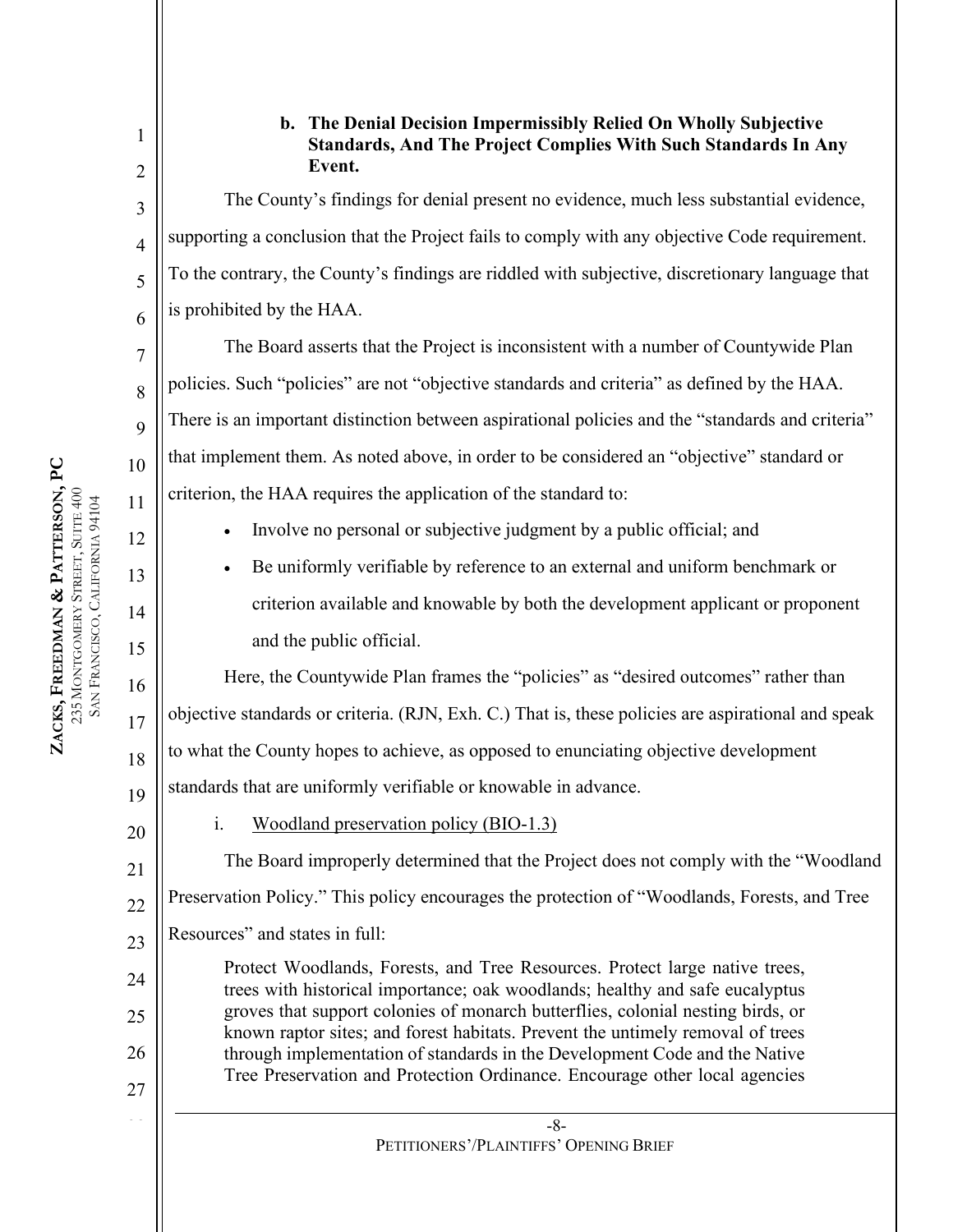**b. The Denial Decision Impermissibly Relied On Wholly Subjective Standards, And The Project Complies With Such Standards In Any Event.**

The County's findings for denial present no evidence, much less substantial evidence, supporting a conclusion that the Project fails to comply with any objective Code requirement. To the contrary, the County's findings are riddled with subjective, discretionary language that is prohibited by the HAA.

The Board asserts that the Project is inconsistent with a number of Countywide Plan policies. Such "policies" are not "objective standards and criteria" as defined by the HAA. There is an important distinction between aspirational policies and the "standards and criteria" that implement them. As noted above, in order to be considered an "objective" standard or criterion, the HAA requires the application of the standard to:

- Involve no personal or subjective judgment by a public official; and
- Be uniformly verifiable by reference to an external and uniform benchmark or criterion available and knowable by both the development applicant or proponent and the public official.

Here, the Countywide Plan frames the "policies" as "desired outcomes" rather than objective standards or criteria. (RJN, Exh. C.) That is, these policies are aspirational and speak to what the County hopes to achieve, as opposed to enunciating objective development standards that are uniformly verifiable or knowable in advance.

i. Woodland preservation policy (BIO-1.3)

The Board improperly determined that the Project does not comply with the "Woodland Preservation Policy." This policy encourages the protection of "Woodlands, Forests, and Tree Resources" and states in full:

> Protect Woodlands, Forests, and Tree Resources. Protect large native trees, trees with historical importance; oak woodlands; healthy and safe eucalyptus groves that support colonies of monarch butterflies, colonial nesting birds, or known raptor sites; and forest habitats. Prevent the untimely removal of trees through implementation of standards in the Development Code and the Native Tree Preservation and Protection Ordinance. Encourage other local agencies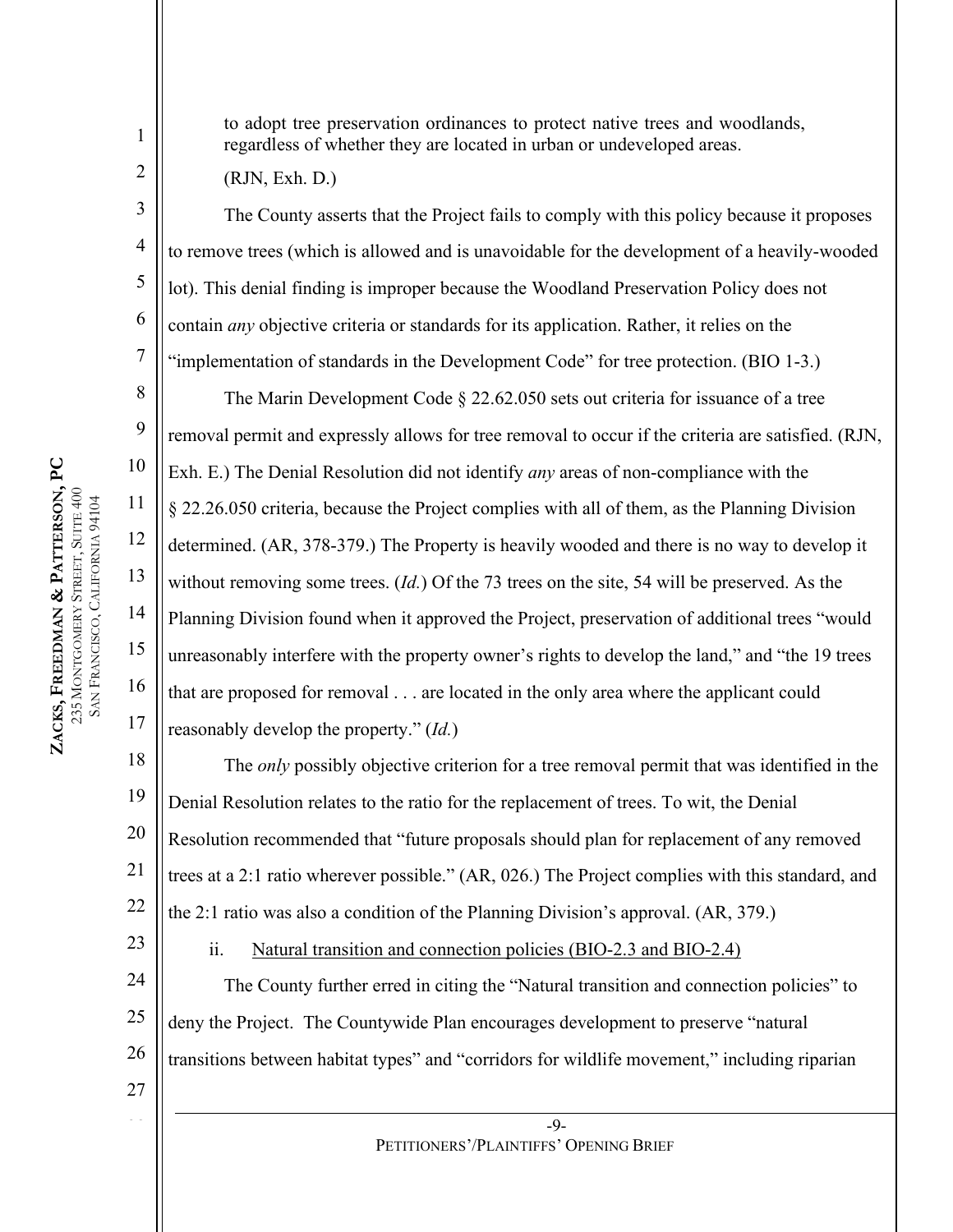to adopt tree preservation ordinances to protect native trees and woodlands, regardless of whether they are located in urban or undeveloped areas.

(RJN, Exh. D.)

The County asserts that the Project fails to comply with this policy because it proposes to remove trees (which is allowed and is unavoidable for the development of a heavily-wooded lot). This denial finding is improper because the Woodland Preservation Policy does not contain *any* objective criteria or standards for its application. Rather, it relies on the "implementation of standards in the Development Code" for tree protection. (BIO 1-3.)

The Marin Development Code § 22.62.050 sets out criteria for issuance of a tree removal permit and expressly allows for tree removal to occur if the criteria are satisfied. (RJN, Exh. E.) The Denial Resolution did not identify *any* areas of non-compliance with the § 22.26.050 criteria, because the Project complies with all of them, as the Planning Division determined. (AR, 378-379.) The Property is heavily wooded and there is no way to develop it without removing some trees. (*Id.*) Of the 73 trees on the site, 54 will be preserved. As the Planning Division found when it approved the Project, preservation of additional trees "would unreasonably interfere with the property owner's rights to develop the land," and "the 19 trees that are proposed for removal . . . are located in the only area where the applicant could reasonably develop the property." (*Id.*)

The *only* possibly objective criterion for a tree removal permit that was identified in the Denial Resolution relates to the ratio for the replacement of trees. To wit, the Denial Resolution recommended that "future proposals should plan for replacement of any removed trees at a 2:1 ratio wherever possible." (AR, 026.) The Project complies with this standard, and the 2:1 ratio was also a condition of the Planning Division's approval. (AR, 379.)

ii. <u>Natural transition and connection policies (BIO-2.3 and BIO-2.4)</u>

The County further erred in citing the "Natural transition and connection policies" to deny the Project. The Countywide Plan encourages development to preserve "natural transitions between habitat types" and "corridors for wildlife movement," including riparian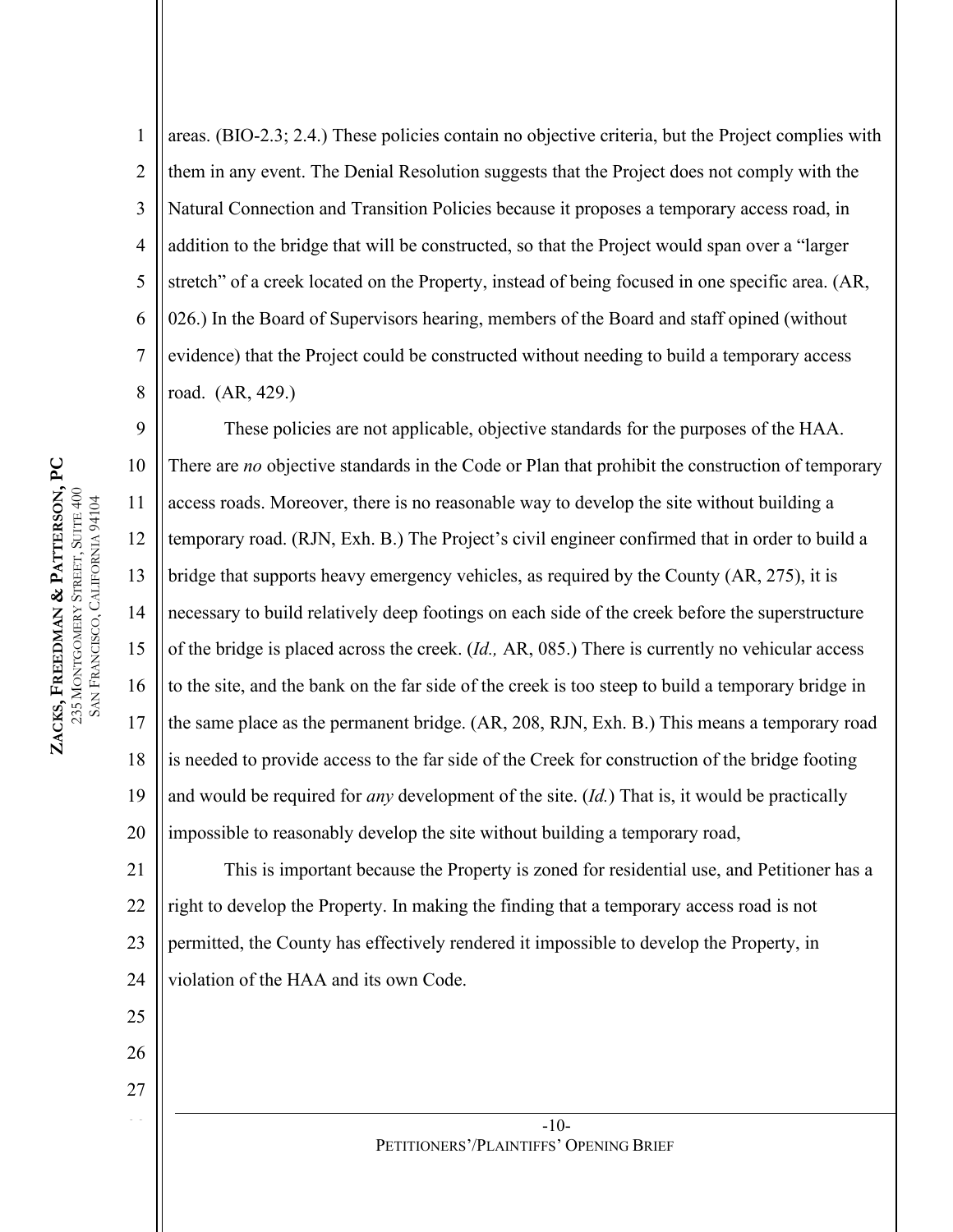areas. (BIO-2.3; 2.4.) These policies contain no objective criteria, but the Project complies with them in any event. The Denial Resolution suggests that the Project does not comply with the Natural Connection and Transition Policies because it proposes a temporary access road, in addition to the bridge that will be constructed, so that the Project would span over a "larger stretch" of a creek located on the Property, instead of being focused in one specific area. (AR, 026.) In the Board of Supervisors hearing, members of the Board and staff opined (without evidence) that the Project could be constructed without needing to build a temporary access road. (AR, 429.)

These policies are not applicable, objective standards for the purposes of the HAA. There are *no* objective standards in the Code or Plan that prohibit the construction of temporary access roads. Moreover, there is no reasonable way to develop the site without building a temporary road. (RJN, Exh. B.) The Project's civil engineer confirmed that in order to build a bridge that supports heavy emergency vehicles, as required by the County (AR, 275), it is necessary to build relatively deep footings on each side of the creek before the superstructure of the bridge is placed across the creek. (*Id.,* AR, 085.) There is currently no vehicular access to the site, and the bank on the far side of the creek is too steep to build a temporary bridge in the same place as the permanent bridge. (AR, 208, RJN, Exh. B.) This means a temporary road is needed to provide access to the far side of the Creek for construction of the bridge footing and would be required for *any* development of the site. (*Id.*) That is, it would be practically impossible to reasonably develop the site without building a temporary road,

This is important because the Property is zoned for residential use, and Petitioner has a right to develop the Property. In making the finding that a temporary access road is not permitted, the County has effectively rendered it impossible to develop the Property, in violation of the HAA and its own Code.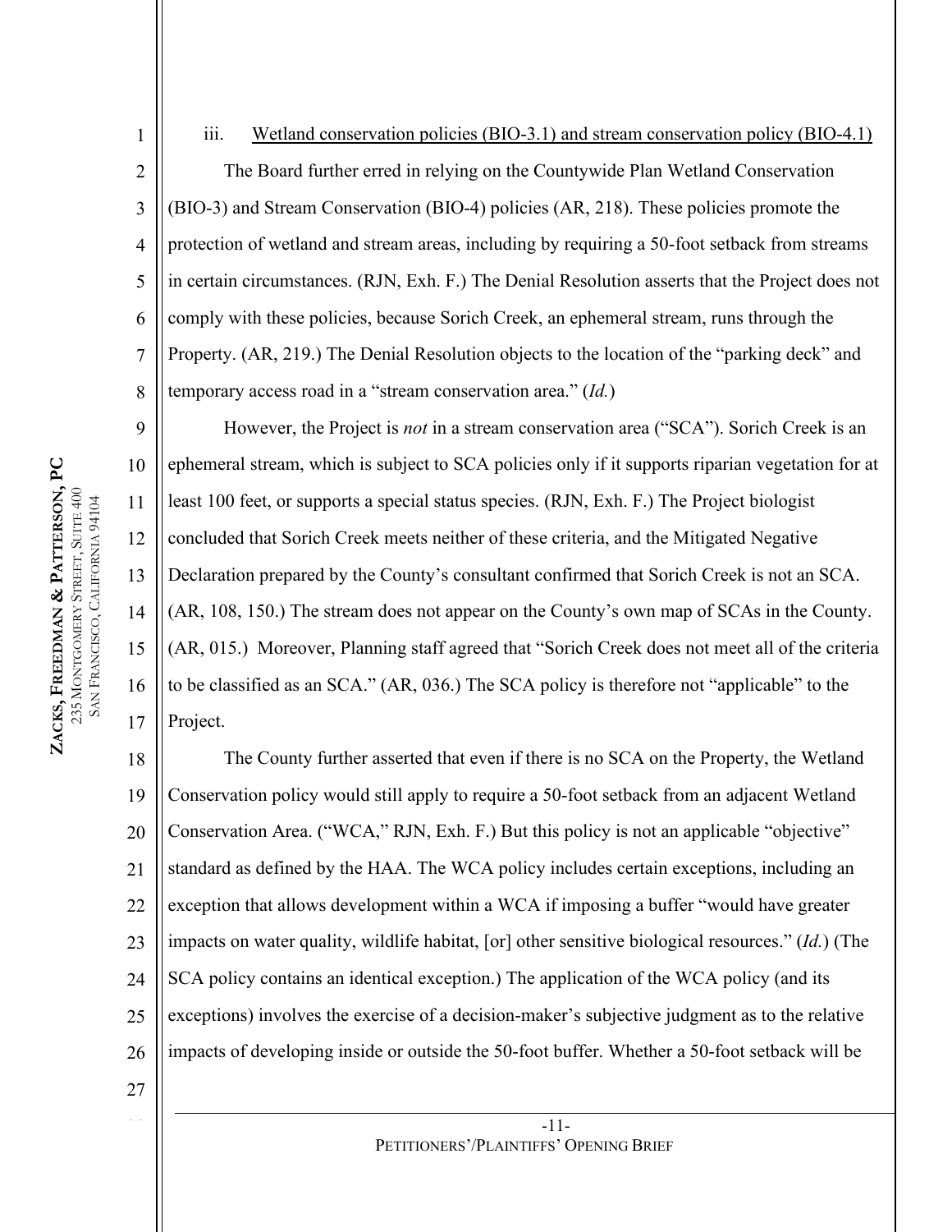iii. Wetland conservation policies (BIO-3.1) and stream conservation policy (BIO-4.1)

The Board further erred in relying on the Countywide Plan Wetland Conservation (BIO-3) and Stream Conservation (BIO-4) policies (AR, 218). These policies promote the protection of wetland and stream areas, including by requiring a 50-foot setback from streams in certain circumstances. (RJN, Exh. F.) The Denial Resolution asserts that the Project does not comply with these policies, because Sorich Creek, an ephemeral stream, runs through the Property. (AR, 219.) The Denial Resolution objects to the location of the "parking deck" and temporary access road in a "stream conservation area." (*Id.*)

However, the Project is *not* in a stream conservation area ("SCA"). Sorich Creek is an ephemeral stream, which is subject to SCA policies only if it supports riparian vegetation for at least 100 feet, or supports a special status species. (RJN, Exh. F.) The Project biologist concluded that Sorich Creek meets neither of these criteria, and the Mitigated Negative Declaration prepared by the County's consultant confirmed that Sorich Creek is not an SCA. (AR, 108, 150.) The stream does not appear on the County's own map of SCAs in the County. (AR, 015.) Moreover, Planning staff agreed that "Sorich Creek does not meet all of the criteria to be classified as an SCA." (AR, 036.) The SCA policy is therefore not "applicable" to the Project.

The County further asserted that even if there is no SCA on the Property, the Wetland Conservation policy would still apply to require a 50-foot setback from an adjacent Wetland Conservation Area. ("WCA," RJN, Exh. F.) But this policy is not an applicable "objective" standard as defined by the HAA. The WCA policy includes certain exceptions, including an exception that allows development within a WCA if imposing a buffer "would have greater impacts on water quality, wildlife habitat, [or] other sensitive biological resources." (*Id.*) (The SCA policy contains an identical exception.) The application of the WCA policy (and its exceptions) involves the exercise of a decision-maker's subjective judgment as to the relative impacts of developing inside or outside the 50-foot buffer. Whether a 50-foot setback will be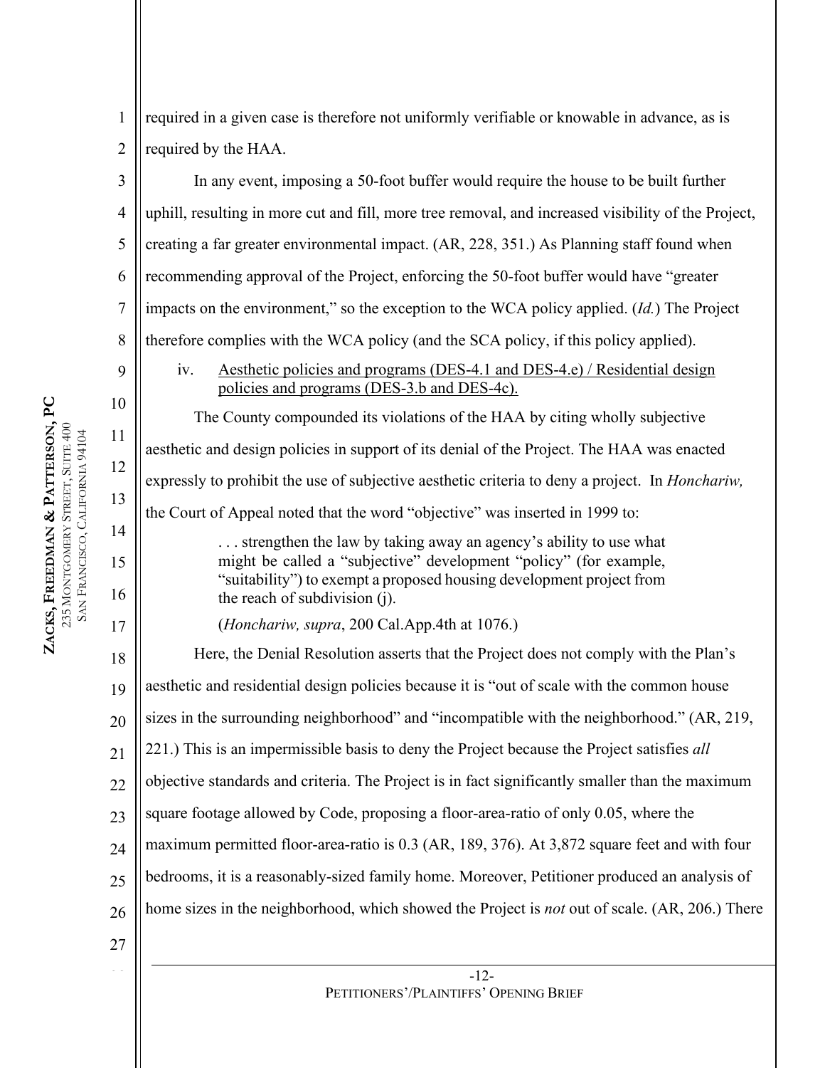required in a given case is therefore not uniformly verifiable or knowable in advance, as is required by the HAA.

In any event, imposing a 50-foot buffer would require the house to be built further uphill, resulting in more cut and fill, more tree removal, and increased visibility of the Project, creating a far greater environmental impact. (AR, 228, 351.) As Planning staff found when recommending approval of the Project, enforcing the 50-foot buffer would have "greater impacts on the environment," so the exception to the WCA policy applied. (*Id.*) The Project therefore complies with the WCA policy (and the SCA policy, if this policy applied).

iv. <u>Aesthetic policies and programs (DES-4.1 and DES-4.e) / Residential design policies and programs (DES-3.b and DES-4c).</u>

The County compounded its violations of the HAA by citing wholly subjective aesthetic and design policies in support of its denial of the Project. The HAA was enacted expressly to prohibit the use of subjective aesthetic criteria to deny a project. In *Honchariw,* the Court of Appeal noted that the word "objective" was inserted in 1999 to:

> . . . strengthen the law by taking away an agency's ability to use what might be called a "subjective" development "policy" (for example, "suitability") to exempt a proposed housing development project from the reach of subdivision (j).
>
> (*Honchariw, supra*, 200 Cal.App.4th at 1076.)

Here, the Denial Resolution asserts that the Project does not comply with the Plan's aesthetic and residential design policies because it is "out of scale with the common house sizes in the surrounding neighborhood" and "incompatible with the neighborhood." (AR, 219, 221.) This is an impermissible basis to deny the Project because the Project satisfies *all* objective standards and criteria. The Project is in fact significantly smaller than the maximum square footage allowed by Code, proposing a floor-area-ratio of only 0.05, where the maximum permitted floor-area-ratio is 0.3 (AR, 189, 376). At 3,872 square feet and with four bedrooms, it is a reasonably-sized family home. Moreover, Petitioner produced an analysis of home sizes in the neighborhood, which showed the Project is *not* out of scale. (AR, 206.) There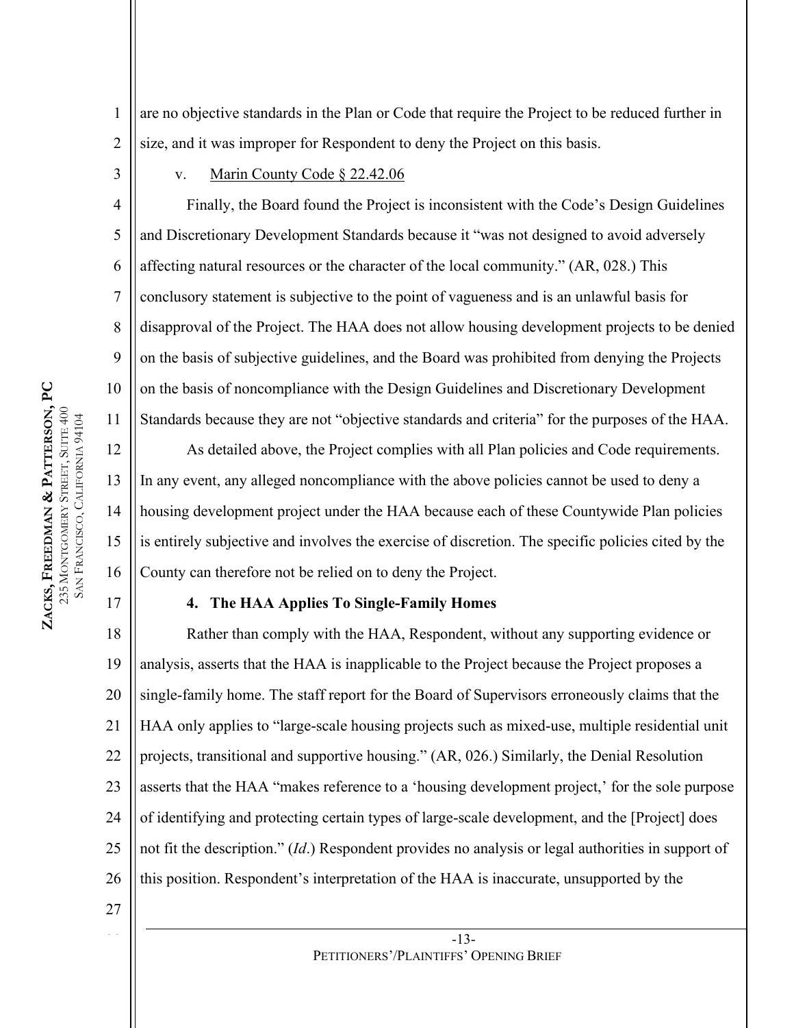are no objective standards in the Plan or Code that require the Project to be reduced further in size, and it was improper for Respondent to deny the Project on this basis.

v. Marin County Code § 22.42.06

Finally, the Board found the Project is inconsistent with the Code's Design Guidelines and Discretionary Development Standards because it "was not designed to avoid adversely affecting natural resources or the character of the local community." (AR, 028.) This conclusory statement is subjective to the point of vagueness and is an unlawful basis for disapproval of the Project. The HAA does not allow housing development projects to be denied on the basis of subjective guidelines, and the Board was prohibited from denying the Projects on the basis of noncompliance with the Design Guidelines and Discretionary Development Standards because they are not "objective standards and criteria" for the purposes of the HAA.

As detailed above, the Project complies with all Plan policies and Code requirements. In any event, any alleged noncompliance with the above policies cannot be used to deny a housing development project under the HAA because each of these Countywide Plan policies is entirely subjective and involves the exercise of discretion. The specific policies cited by the County can therefore not be relied on to deny the Project.

### 4. The HAA Applies To Single-Family Homes

Rather than comply with the HAA, Respondent, without any supporting evidence or analysis, asserts that the HAA is inapplicable to the Project because the Project proposes a single-family home. The staff report for the Board of Supervisors erroneously claims that the HAA only applies to "large-scale housing projects such as mixed-use, multiple residential unit projects, transitional and supportive housing." (AR, 026.) Similarly, the Denial Resolution asserts that the HAA "makes reference to a 'housing development project,' for the sole purpose of identifying and protecting certain types of large-scale development, and the [Project] does not fit the description." (*Id*.) Respondent provides no analysis or legal authorities in support of this position. Respondent's interpretation of the HAA is inaccurate, unsupported by the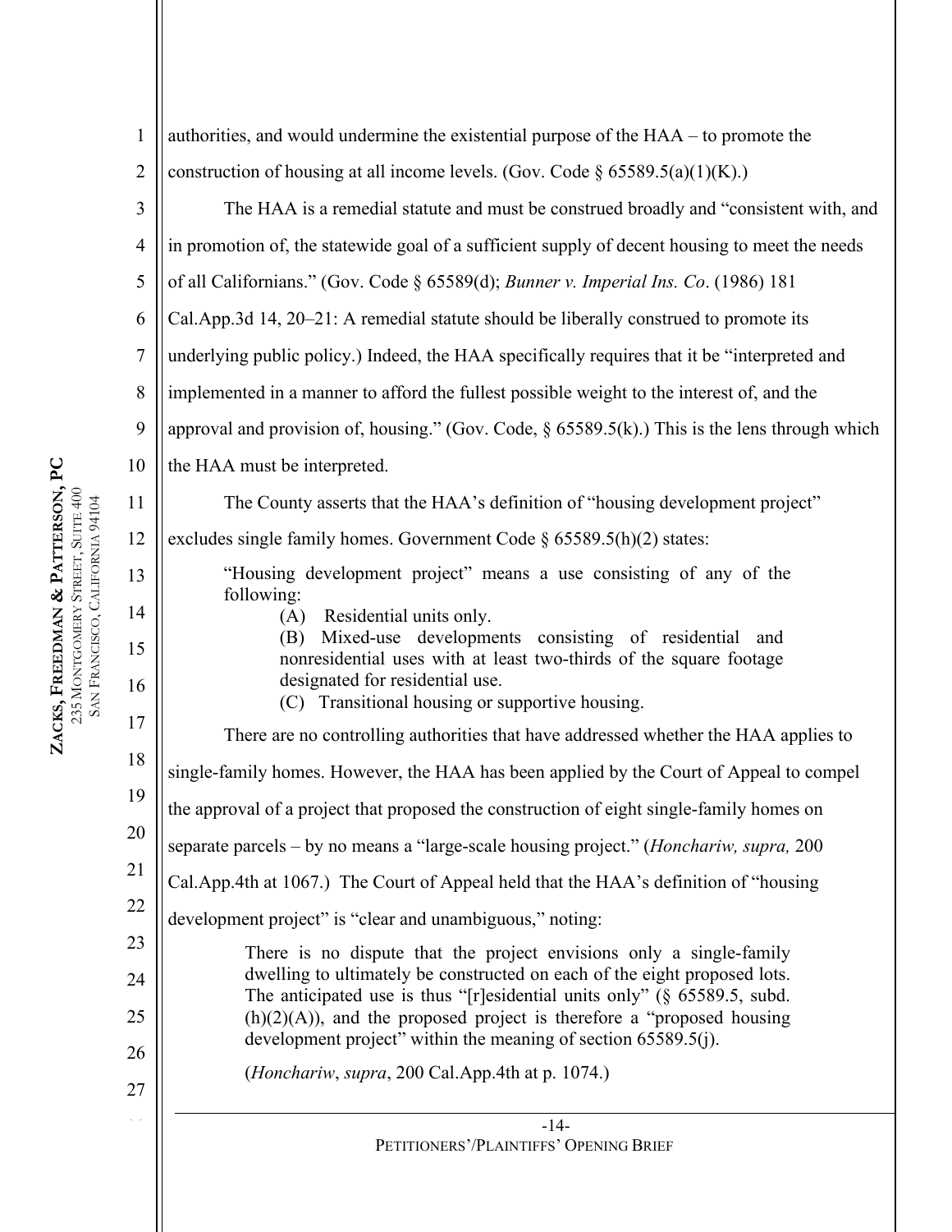authorities, and would undermine the existential purpose of the HAA – to promote the construction of housing at all income levels. (Gov. Code § 65589.5(a)(1)(K).)

The HAA is a remedial statute and must be construed broadly and "consistent with, and in promotion of, the statewide goal of a sufficient supply of decent housing to meet the needs of all Californians." (Gov. Code § 65589(d); *Bunner v. Imperial Ins. Co*. (1986) 181 Cal.App.3d 14, 20–21: A remedial statute should be liberally construed to promote its underlying public policy.) Indeed, the HAA specifically requires that it be "interpreted and implemented in a manner to afford the fullest possible weight to the interest of, and the approval and provision of, housing." (Gov. Code, § 65589.5(k).) This is the lens through which the HAA must be interpreted.

The County asserts that the HAA's definition of "housing development project" excludes single family homes. Government Code § 65589.5(h)(2) states:

> "Housing development project" means a use consisting of any of the following:
>
> (A) Residential units only.
>
> (B) Mixed-use developments consisting of residential and nonresidential uses with at least two-thirds of the square footage designated for residential use.
>
> (C) Transitional housing or supportive housing.

There are no controlling authorities that have addressed whether the HAA applies to single-family homes. However, the HAA has been applied by the Court of Appeal to compel the approval of a project that proposed the construction of eight single-family homes on separate parcels – by no means a "large-scale housing project." (*Honchariw, supra,* 200 Cal.App.4th at 1067.) The Court of Appeal held that the HAA's definition of "housing development project" is "clear and unambiguous," noting:

> There is no dispute that the project envisions only a single-family dwelling to ultimately be constructed on each of the eight proposed lots. The anticipated use is thus "[r]esidential units only" (§ 65589.5, subd. (h)(2)(A)), and the proposed project is therefore a "proposed housing development project" within the meaning of section 65589.5(j).
>
> (*Honchariw*, *supra*, 200 Cal.App.4th at p. 1074.)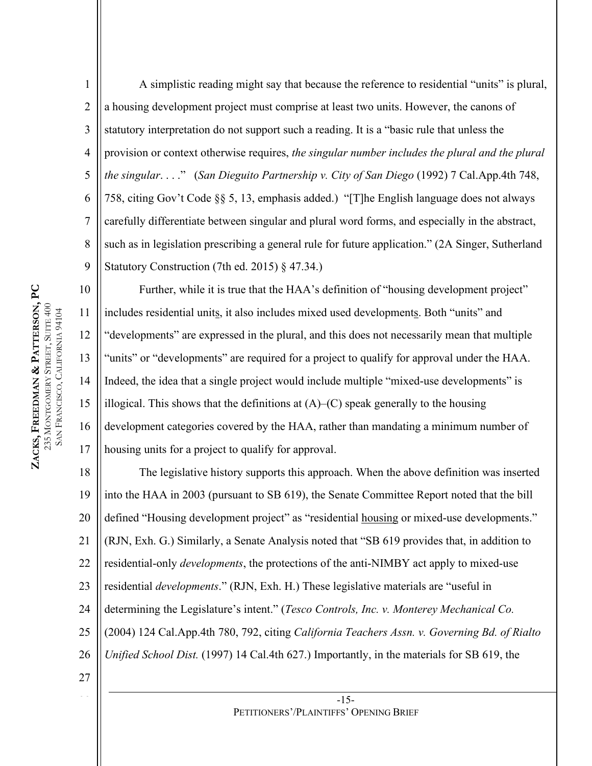A simplistic reading might say that because the reference to residential "units" is plural, a housing development project must comprise at least two units. However, the canons of statutory interpretation do not support such a reading. It is a "basic rule that unless the provision or context otherwise requires, *the singular number includes the plural and the plural the singular*. . . ." (*San Dieguito Partnership v. City of San Diego* (1992) 7 Cal.App.4th 748, 758, citing Gov't Code §§ 5, 13, emphasis added.) "[T]he English language does not always carefully differentiate between singular and plural word forms, and especially in the abstract, such as in legislation prescribing a general rule for future application." (2A Singer, Sutherland Statutory Construction (7th ed. 2015) § 47.34.)

Further, while it is true that the HAA's definition of "housing development project" includes residential unit<u>s</u>, it also includes mixed used development<u>s</u>. Both "units" and "developments" are expressed in the plural, and this does not necessarily mean that multiple "units" or "developments" are required for a project to qualify for approval under the HAA. Indeed, the idea that a single project would include multiple "mixed-use developments" is illogical. This shows that the definitions at (A)–(C) speak generally to the housing development categories covered by the HAA, rather than mandating a minimum number of housing units for a project to qualify for approval.

The legislative history supports this approach. When the above definition was inserted into the HAA in 2003 (pursuant to SB 619), the Senate Committee Report noted that the bill defined "Housing development project" as "residential <u>housing</u> or mixed-use developments." (RJN, Exh. G.) Similarly, a Senate Analysis noted that "SB 619 provides that, in addition to residential-only *developments*, the protections of the anti-NIMBY act apply to mixed-use residential *developments*." (RJN, Exh. H.) These legislative materials are "useful in determining the Legislature's intent." (*Tesco Controls, Inc. v. Monterey Mechanical Co.* (2004) 124 Cal.App.4th 780, 792, citing *California Teachers Assn. v. Governing Bd. of Rialto Unified School Dist.* (1997) 14 Cal.4th 627.) Importantly, in the materials for SB 619, the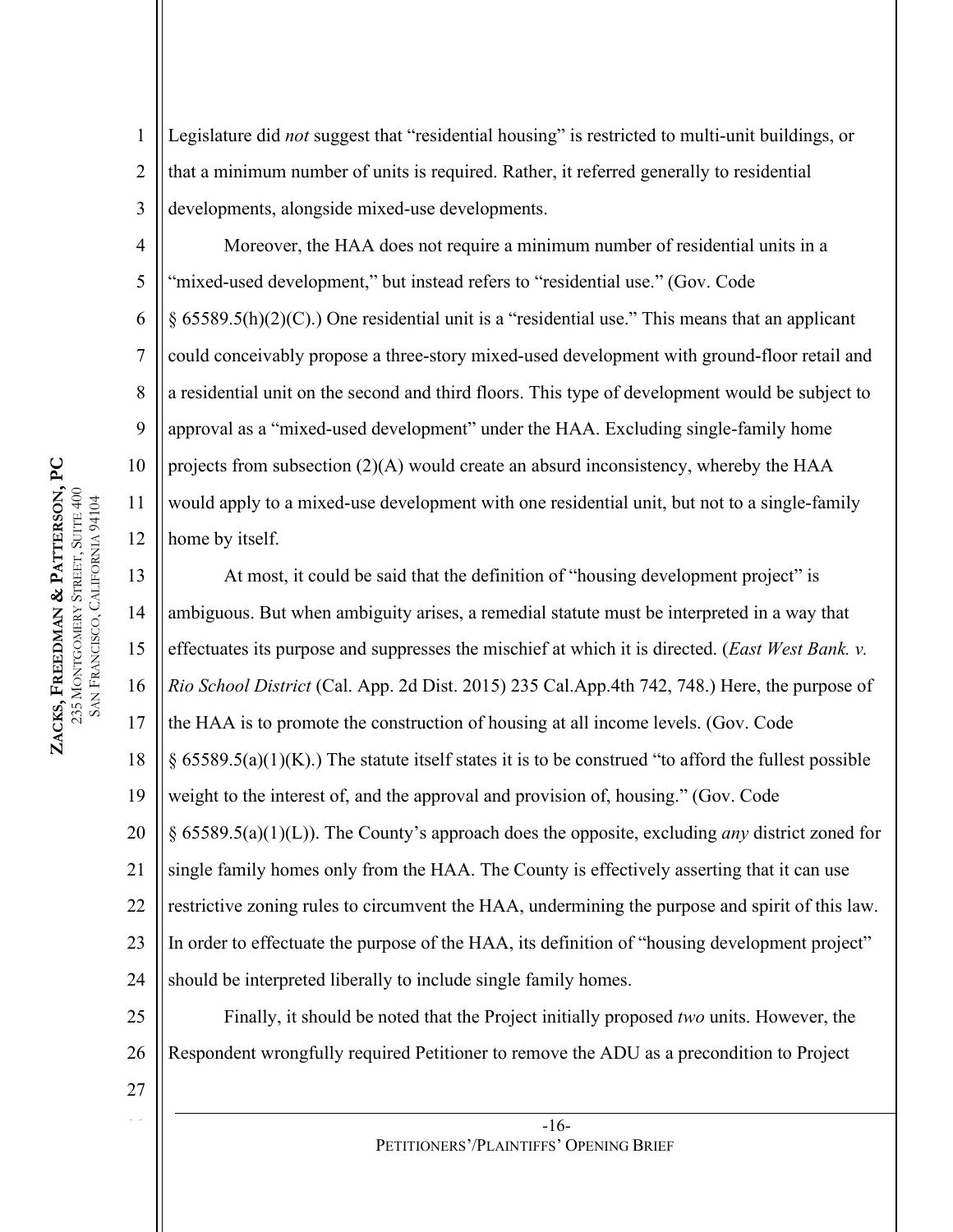Legislature did *not* suggest that "residential housing" is restricted to multi-unit buildings, or that a minimum number of units is required. Rather, it referred generally to residential developments, alongside mixed-use developments.

Moreover, the HAA does not require a minimum number of residential units in a "mixed-used development," but instead refers to "residential use." (Gov. Code § 65589.5(h)(2)(C).) One residential unit is a "residential use." This means that an applicant could conceivably propose a three-story mixed-used development with ground-floor retail and a residential unit on the second and third floors. This type of development would be subject to approval as a "mixed-used development" under the HAA. Excluding single-family home projects from subsection (2)(A) would create an absurd inconsistency, whereby the HAA would apply to a mixed-use development with one residential unit, but not to a single-family home by itself.

At most, it could be said that the definition of "housing development project" is ambiguous. But when ambiguity arises, a remedial statute must be interpreted in a way that effectuates its purpose and suppresses the mischief at which it is directed. (*East West Bank. v. Rio School District* (Cal. App. 2d Dist. 2015) 235 Cal.App.4th 742, 748.) Here, the purpose of the HAA is to promote the construction of housing at all income levels. (Gov. Code § 65589.5(a)(1)(K).) The statute itself states it is to be construed "to afford the fullest possible weight to the interest of, and the approval and provision of, housing." (Gov. Code § 65589.5(a)(1)(L)). The County's approach does the opposite, excluding *any* district zoned for single family homes only from the HAA. The County is effectively asserting that it can use restrictive zoning rules to circumvent the HAA, undermining the purpose and spirit of this law. In order to effectuate the purpose of the HAA, its definition of "housing development project" should be interpreted liberally to include single family homes.

Finally, it should be noted that the Project initially proposed *two* units. However, the Respondent wrongfully required Petitioner to remove the ADU as a precondition to Project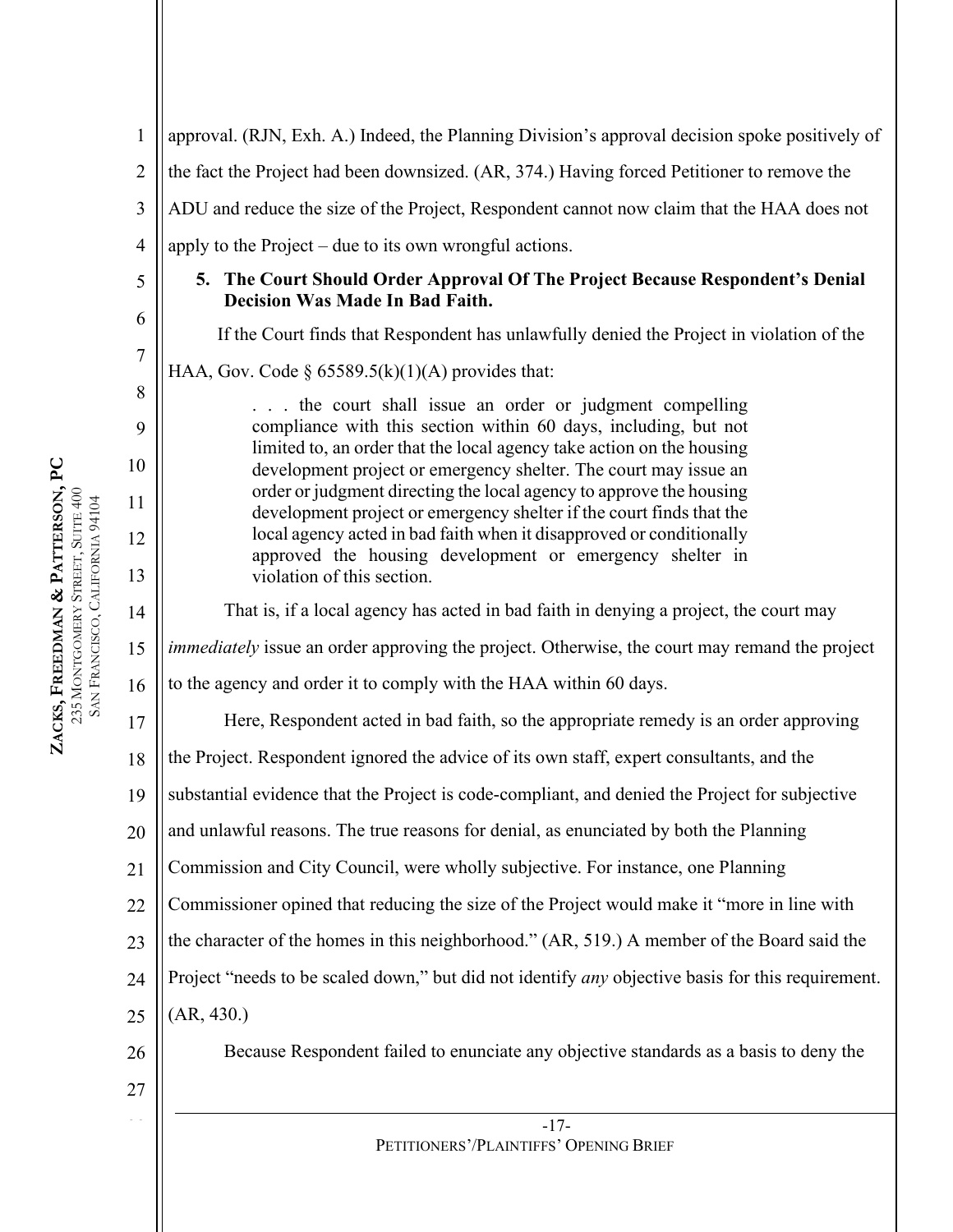approval. (RJN, Exh. A.) Indeed, the Planning Division's approval decision spoke positively of the fact the Project had been downsized. (AR, 374.) Having forced Petitioner to remove the ADU and reduce the size of the Project, Respondent cannot now claim that the HAA does not apply to the Project – due to its own wrongful actions.

**5. The Court Should Order Approval Of The Project Because Respondent's Denial Decision Was Made In Bad Faith.**

If the Court finds that Respondent has unlawfully denied the Project in violation of the HAA, Gov. Code § 65589.5(k)(1)(A) provides that:

> . . . the court shall issue an order or judgment compelling compliance with this section within 60 days, including, but not limited to, an order that the local agency take action on the housing development project or emergency shelter. The court may issue an order or judgment directing the local agency to approve the housing development project or emergency shelter if the court finds that the local agency acted in bad faith when it disapproved or conditionally approved the housing development or emergency shelter in violation of this section.

That is, if a local agency has acted in bad faith in denying a project, the court may *immediately* issue an order approving the project. Otherwise, the court may remand the project to the agency and order it to comply with the HAA within 60 days.

Here, Respondent acted in bad faith, so the appropriate remedy is an order approving the Project. Respondent ignored the advice of its own staff, expert consultants, and the substantial evidence that the Project is code-compliant, and denied the Project for subjective and unlawful reasons. The true reasons for denial, as enunciated by both the Planning Commission and City Council, were wholly subjective. For instance, one Planning Commissioner opined that reducing the size of the Project would make it "more in line with the character of the homes in this neighborhood." (AR, 519.) A member of the Board said the Project "needs to be scaled down," but did not identify *any* objective basis for this requirement. (AR, 430.)

Because Respondent failed to enunciate any objective standards as a basis to deny the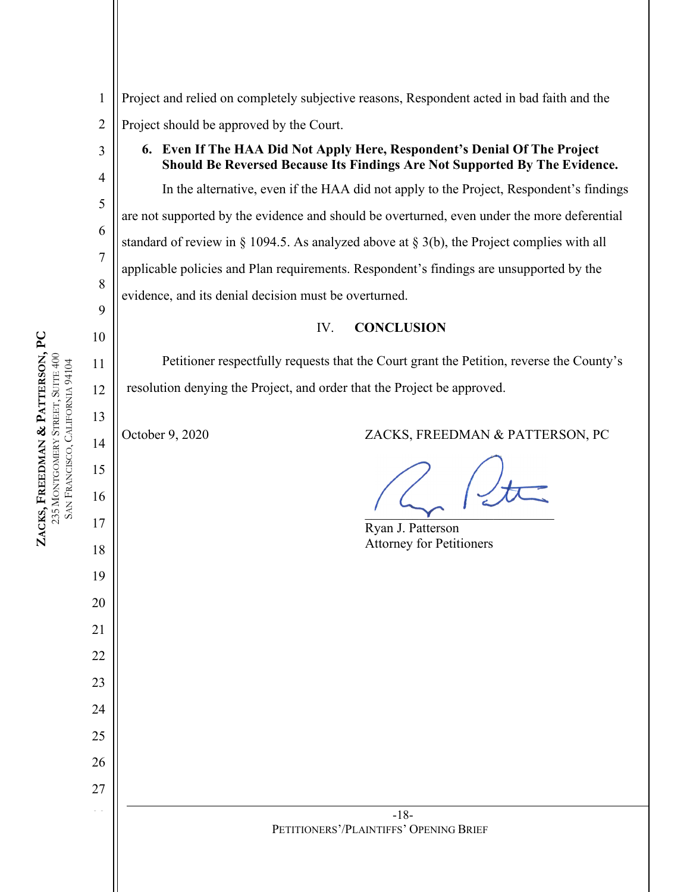Project and relied on completely subjective reasons, Respondent acted in bad faith and the Project should be approved by the Court.

**6. Even If The HAA Did Not Apply Here, Respondent's Denial Of The Project Should Be Reversed Because Its Findings Are Not Supported By The Evidence.**

In the alternative, even if the HAA did not apply to the Project, Respondent's findings are not supported by the evidence and should be overturned, even under the more deferential standard of review in § 1094.5. As analyzed above at § 3(b), the Project complies with all applicable policies and Plan requirements. Respondent's findings are unsupported by the evidence, and its denial decision must be overturned.

## IV. CONCLUSION

Petitioner respectfully requests that the Court grant the Petition, reverse the County's resolution denying the Project, and order that the Project be approved.

October 9, 2020

ZACKS, FREEDMAN & PATTERSON, PC

Ryan J. Patterson
Attorney for Petitioners